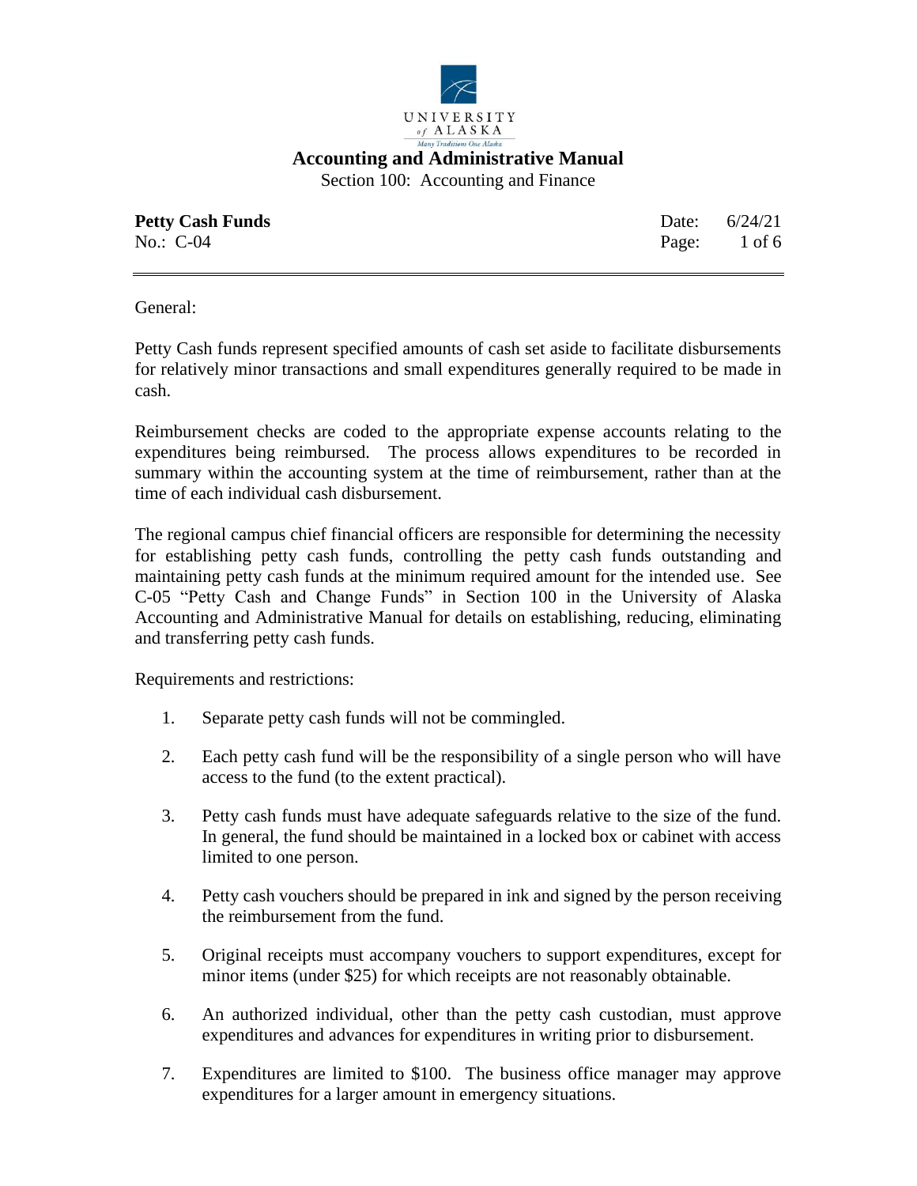# Accounting and Administrative Manual

Section 100: Accounting and Finance

**Petty Cash Funds** Date: 6/24/21

No.: C-04

General:

Petty Cash funds represent specified amounts of cash set aside to facilitate disbursements for relatively minor transactions and small expenditures generally required to be made in cash.

Reimbursement checks are coded to the appropriate expense accounts relating to the expenditures being reimbursed. The process allows expenditures to be recorded in summary within the accounting system at the time of reimbursement, rather than at the time of each individual cash disbursement.

The regional campus chief financial officers are responsible for determining the necessity for establishing petty cash funds, controlling the petty cash funds outstanding and maintaining petty cash funds at the minimum required amount for the intended use. See C-05 "Petty Cash and Change Funds" in Section 100 in the University of Alaska Accounting and Administrative Manual for details on establishing, reducing, eliminating and transferring petty cash funds.

Requirements and restrictions:

1. Separate petty cash funds will not be commingled.
2. Each petty cash fund will be the responsibility of a single person who will have access to the fund (to the extent practical).
3. Petty cash funds must have adequate safeguards relative to the size of the fund. In general, the fund should be maintained in a locked box or cabinet with access limited to one person.
4. Petty cash vouchers should be prepared in ink and signed by the person receiving the reimbursement from the fund.
5. Original receipts must accompany vouchers to support expenditures, except for minor items (under $25) for which receipts are not reasonably obtainable.
6. An authorized individual, other than the petty cash custodian, must approve expenditures and advances for expenditures in writing prior to disbursement.
7. Expenditures are limited to $100. The business office manager may approve expenditures for a larger amount in emergency situations.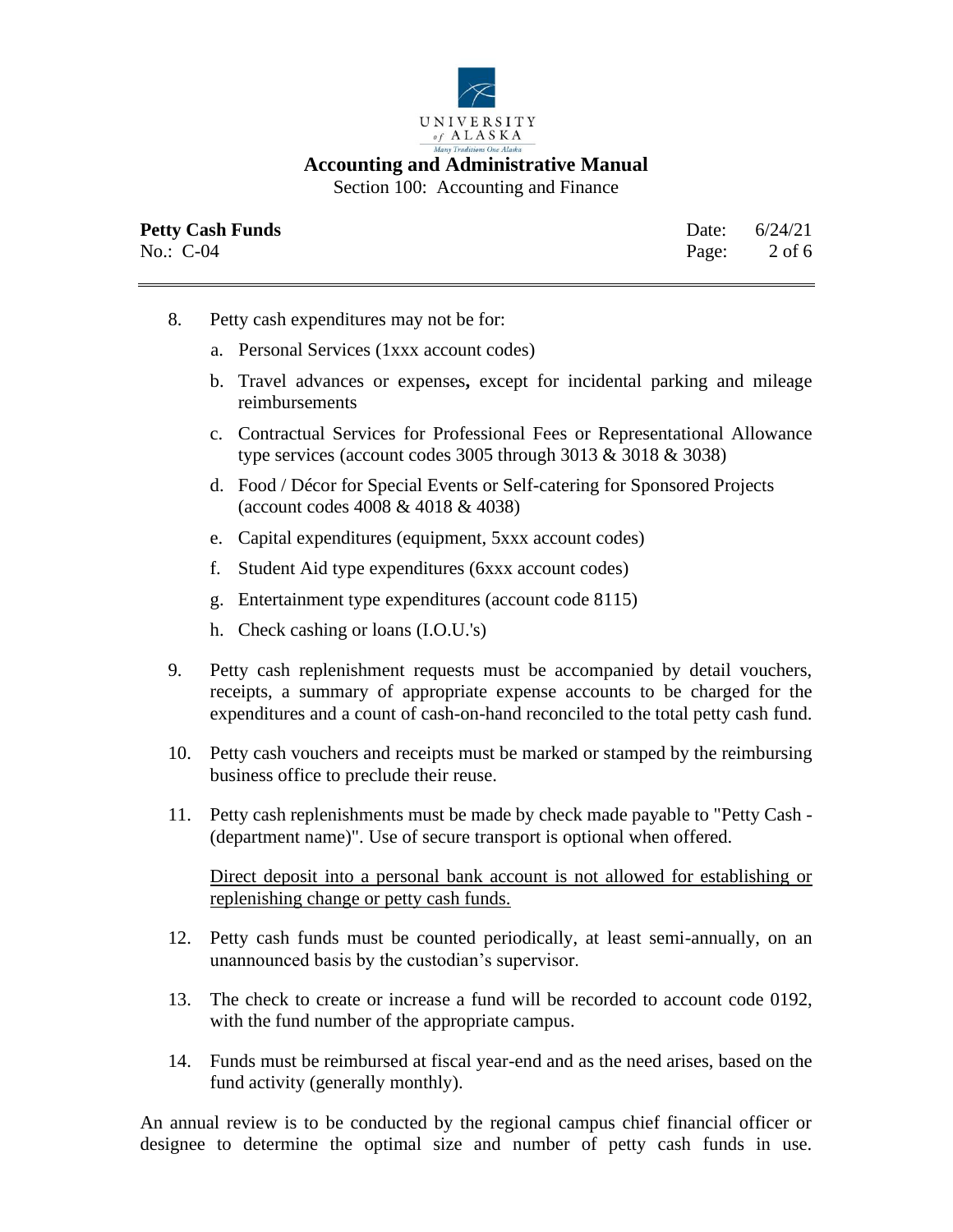8. Petty cash expenditures may not be for:

   a. Personal Services (1xxx account codes)

   b. Travel advances or expenses**,** except for incidental parking and mileage reimbursements

   c. Contractual Services for Professional Fees or Representational Allowance type services (account codes 3005 through 3013 & 3018 & 3038)

   d. Food / Décor for Special Events or Self-catering for Sponsored Projects (account codes 4008 & 4018 & 4038)

   e. Capital expenditures (equipment, 5xxx account codes)

   f. Student Aid type expenditures (6xxx account codes)

   g. Entertainment type expenditures (account code 8115)

   h. Check cashing or loans (I.O.U.'s)

9. Petty cash replenishment requests must be accompanied by detail vouchers, receipts, a summary of appropriate expense accounts to be charged for the expenditures and a count of cash-on-hand reconciled to the total petty cash fund.

10. Petty cash vouchers and receipts must be marked or stamped by the reimbursing business office to preclude their reuse.

11. Petty cash replenishments must be made by check made payable to "Petty Cash - (department name)". Use of secure transport is optional when offered.

    <u>Direct deposit into a personal bank account is not allowed for establishing or replenishing change or petty cash funds.</u>

12. Petty cash funds must be counted periodically, at least semi-annually, on an unannounced basis by the custodian's supervisor.

13. The check to create or increase a fund will be recorded to account code 0192, with the fund number of the appropriate campus.

14. Funds must be reimbursed at fiscal year-end and as the need arises, based on the fund activity (generally monthly).

An annual review is to be conducted by the regional campus chief financial officer or designee to determine the optimal size and number of petty cash funds in use.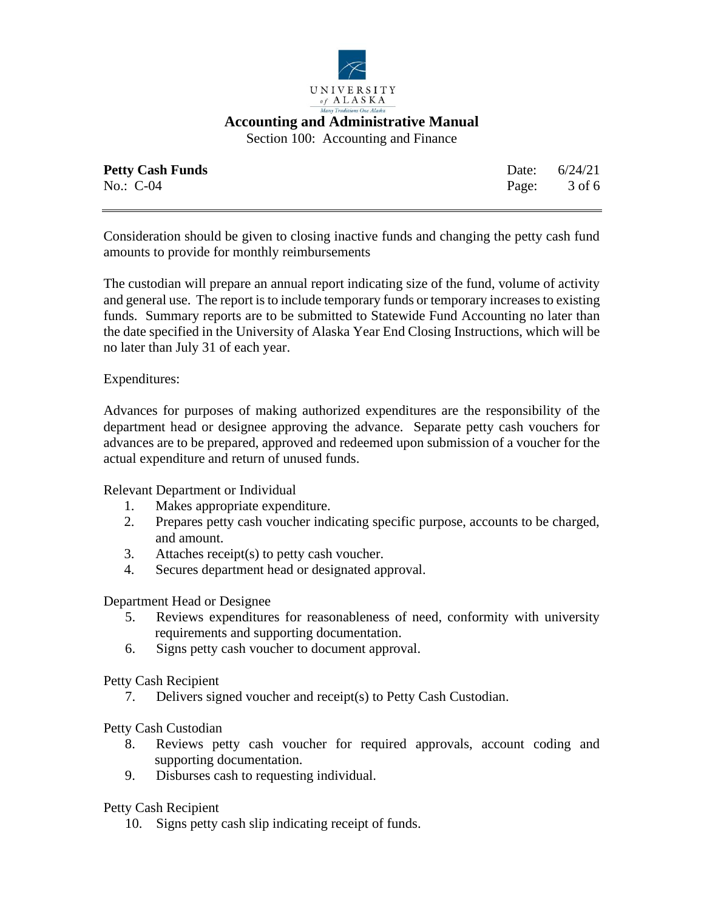Consideration should be given to closing inactive funds and changing the petty cash fund amounts to provide for monthly reimbursements

The custodian will prepare an annual report indicating size of the fund, volume of activity and general use. The report is to include temporary funds or temporary increases to existing funds. Summary reports are to be submitted to Statewide Fund Accounting no later than the date specified in the University of Alaska Year End Closing Instructions, which will be no later than July 31 of each year.

Expenditures:

Advances for purposes of making authorized expenditures are the responsibility of the department head or designee approving the advance. Separate petty cash vouchers for advances are to be prepared, approved and redeemed upon submission of a voucher for the actual expenditure and return of unused funds.

Relevant Department or Individual

1. Makes appropriate expenditure.
2. Prepares petty cash voucher indicating specific purpose, accounts to be charged, and amount.
3. Attaches receipt(s) to petty cash voucher.
4. Secures department head or designated approval.

Department Head or Designee

5. Reviews expenditures for reasonableness of need, conformity with university requirements and supporting documentation.
6. Signs petty cash voucher to document approval.

Petty Cash Recipient

7. Delivers signed voucher and receipt(s) to Petty Cash Custodian.

Petty Cash Custodian

8. Reviews petty cash voucher for required approvals, account coding and supporting documentation.
9. Disburses cash to requesting individual.

Petty Cash Recipient

10. Signs petty cash slip indicating receipt of funds.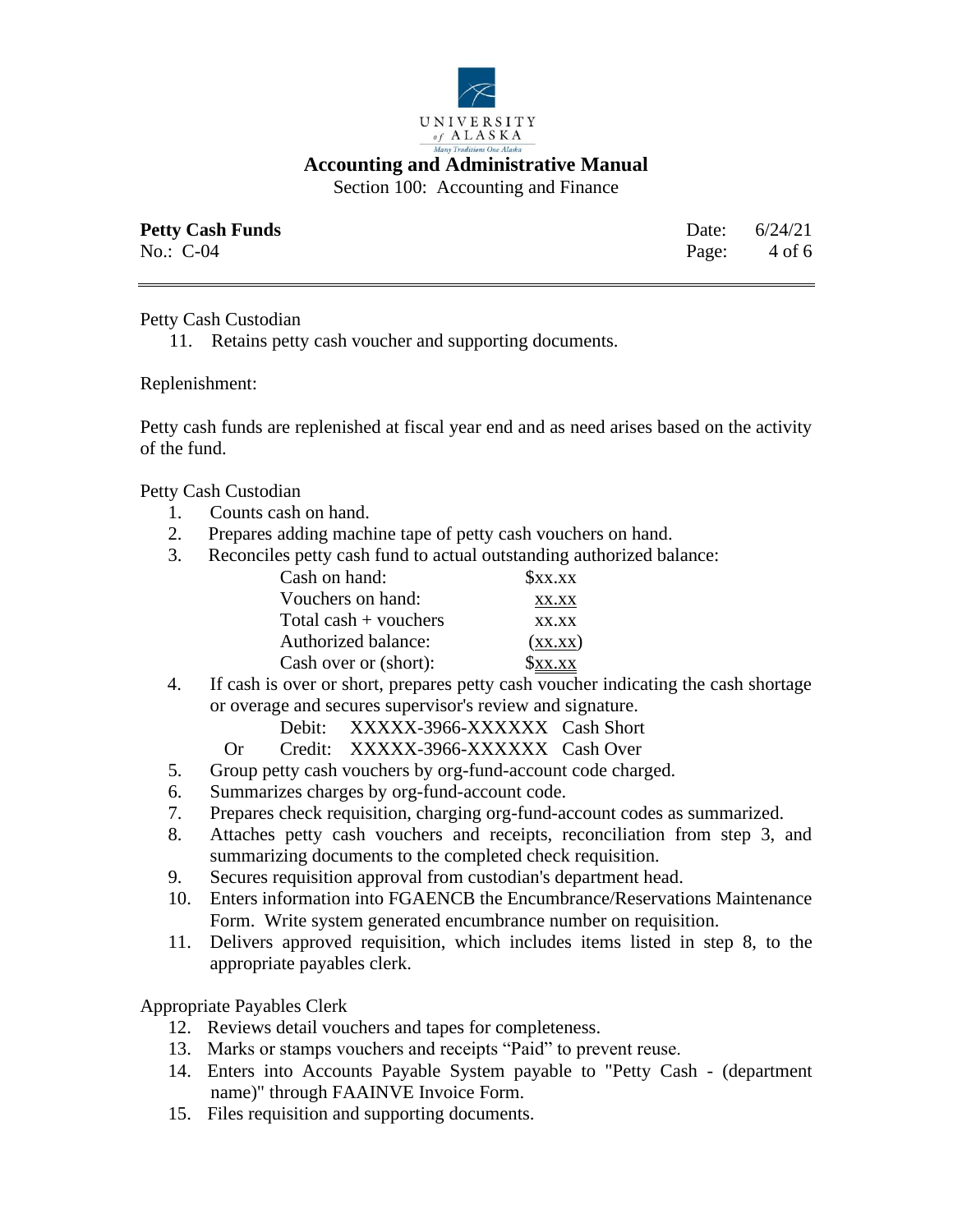Petty Cash Custodian

11. Retains petty cash voucher and supporting documents.

Replenishment:

Petty cash funds are replenished at fiscal year end and as need arises based on the activity of the fund.

Petty Cash Custodian

1. Counts cash on hand.
2. Prepares adding machine tape of petty cash vouchers on hand.
3. Reconciles petty cash fund to actual outstanding authorized balance:

| | |
|---|---|
| Cash on hand: | $xx.xx |
| Vouchers on hand: | xx.xx |
| Total cash + vouchers | xx.xx |
| Authorized balance: | (xx.xx) |
| Cash over or (short): | $xx.xx |

4. If cash is over or short, prepares petty cash voucher indicating the cash shortage or overage and secures supervisor's review and signature.
   Debit: XXXXX-3966-XXXXXX Cash Short
   Or Credit: XXXXX-3966-XXXXXX Cash Over
5. Group petty cash vouchers by org-fund-account code charged.
6. Summarizes charges by org-fund-account code.
7. Prepares check requisition, charging org-fund-account codes as summarized.
8. Attaches petty cash vouchers and receipts, reconciliation from step 3, and summarizing documents to the completed check requisition.
9. Secures requisition approval from custodian's department head.
10. Enters information into FGAENCB the Encumbrance/Reservations Maintenance Form. Write system generated encumbrance number on requisition.
11. Delivers approved requisition, which includes items listed in step 8, to the appropriate payables clerk.

Appropriate Payables Clerk

12. Reviews detail vouchers and tapes for completeness.
13. Marks or stamps vouchers and receipts "Paid" to prevent reuse.
14. Enters into Accounts Payable System payable to "Petty Cash - (department name)" through FAAINVE Invoice Form.
15. Files requisition and supporting documents.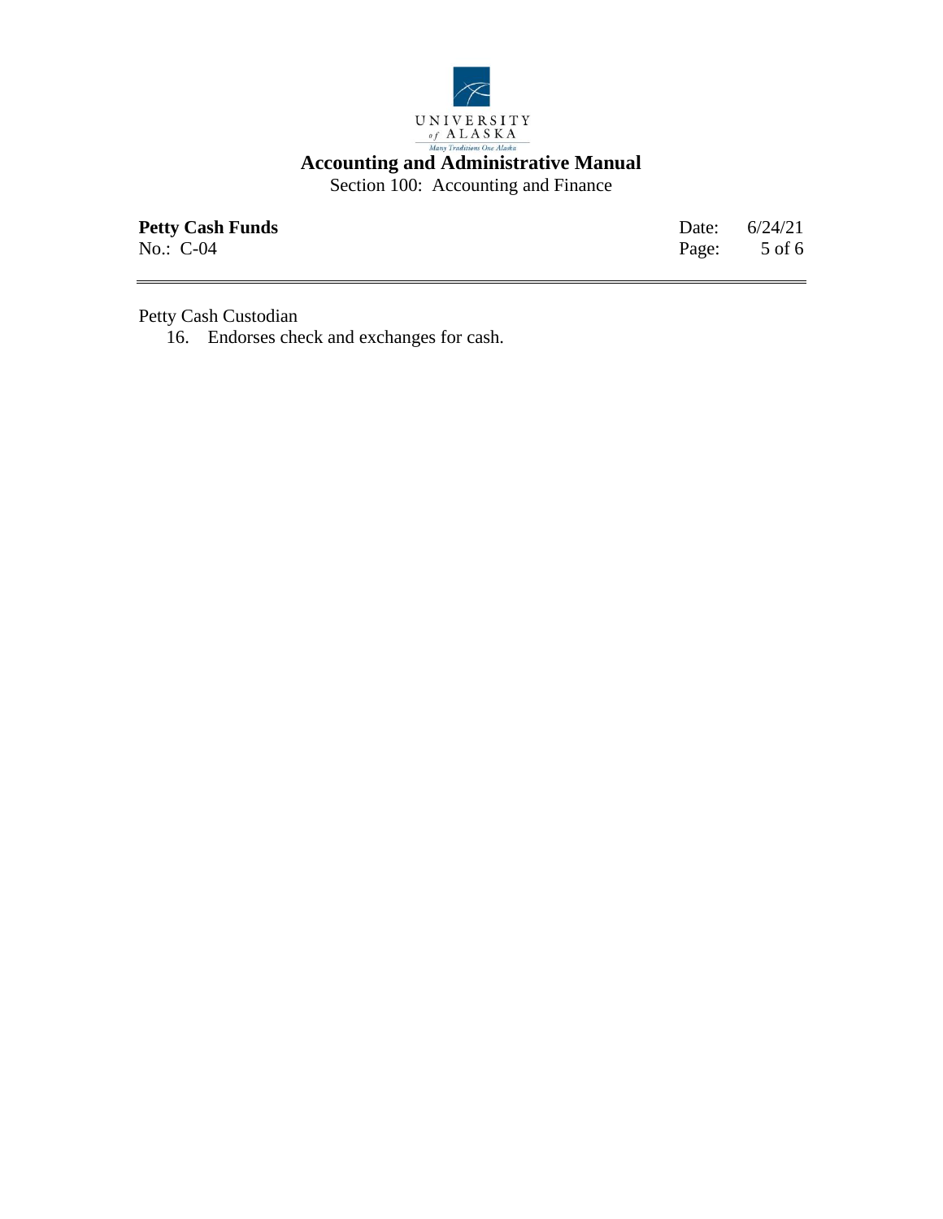Petty Cash Custodian

16. Endorses check and exchanges for cash.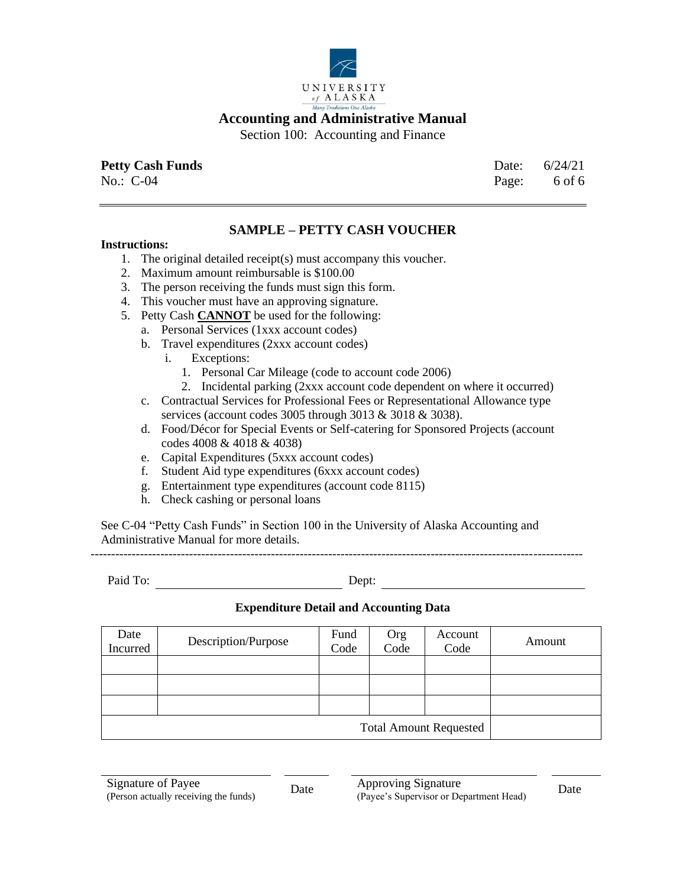# Accounting and Administrative Manual

Section 100: Accounting and Finance

**Petty Cash Funds** Date: 6/24/21
No.: C-04

## SAMPLE – PETTY CASH VOUCHER

**Instructions:**

1. The original detailed receipt(s) must accompany this voucher.
2. Maximum amount reimbursable is $100.00
3. The person receiving the funds must sign this form.
4. This voucher must have an approving signature.
5. Petty Cash **CANNOT** be used for the following:
   a. Personal Services (1xxx account codes)
   b. Travel expenditures (2xxx account codes)
      i. Exceptions:
         1. Personal Car Mileage (code to account code 2006)
         2. Incidental parking (2xxx account code dependent on where it occurred)
   c. Contractual Services for Professional Fees or Representational Allowance type services (account codes 3005 through 3013 & 3018 & 3038).
   d. Food/Décor for Special Events or Self-catering for Sponsored Projects (account codes 4008 & 4018 & 4038)
   e. Capital Expenditures (5xxx account codes)
   f. Student Aid type expenditures (6xxx account codes)
   g. Entertainment type expenditures (account code 8115)
   h. Check cashing or personal loans

See C-04 "Petty Cash Funds" in Section 100 in the University of Alaska Accounting and Administrative Manual for more details.

---

Paid To: ______________________________ Dept: ______________________________

**Expenditure Detail and Accounting Data**

| Date Incurred | Description/Purpose | Fund Code | Org Code | Account Code | Amount |
|---|---|---|---|---|---|
| | | | | | |
| | | | | | |
| | | | | | |
| | | | | Total Amount Requested | |

______________________________ ________ ______________________________ ________
Signature of Payee (Person actually receiving the funds) | Date | Approving Signature (Payee's Supervisor or Department Head) | Date